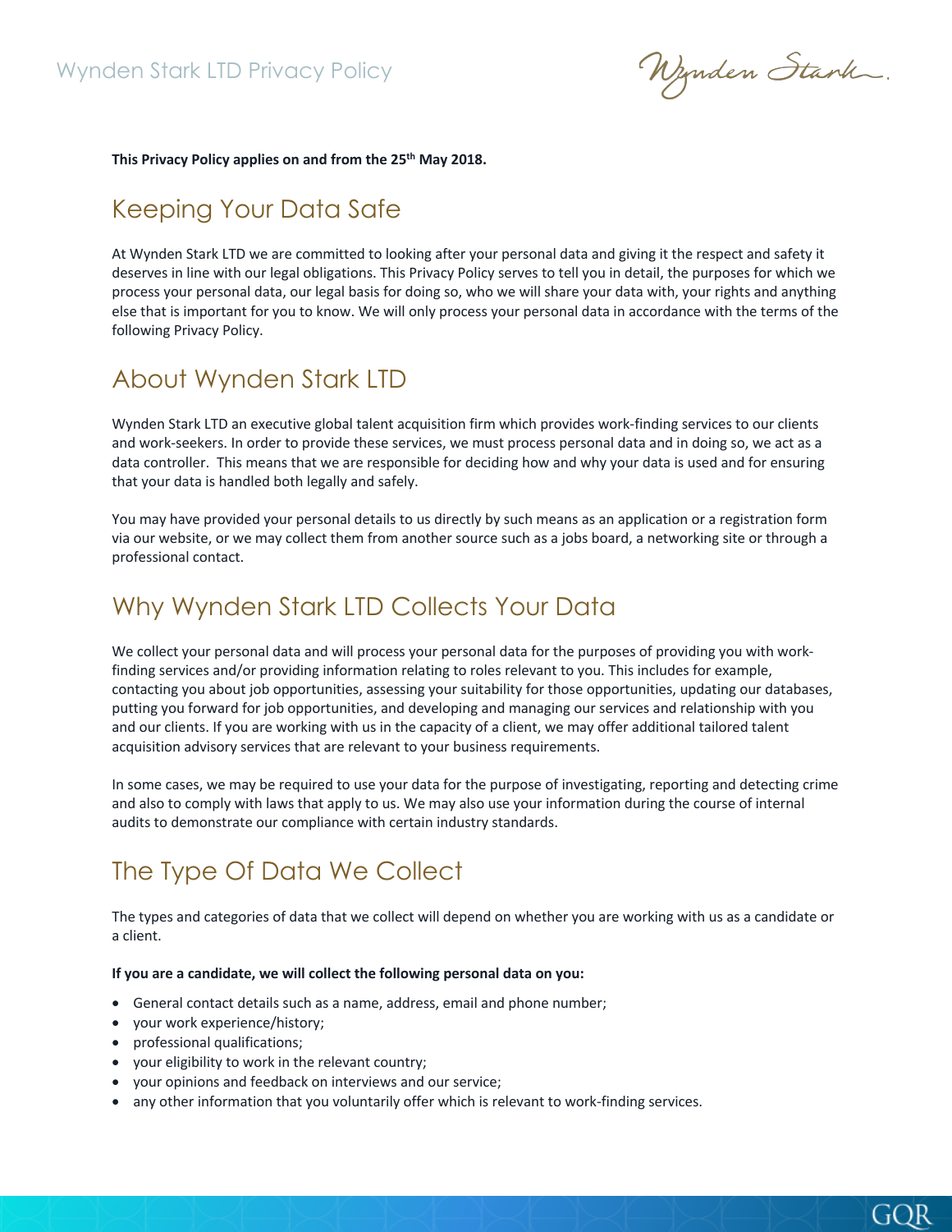# Wynden Stark LTD Privacy Policy

**This Privacy Policy applies on and from the 25th May 2018.**

## Keeping Your Data Safe

At Wynden Stark LTD we are committed to looking after your personal data and giving it the respect and safety it deserves in line with our legal obligations. This Privacy Policy serves to tell you in detail, the purposes for which we process your personal data, our legal basis for doing so, who we will share your data with, your rights and anything else that is important for you to know. We will only process your personal data in accordance with the terms of the following Privacy Policy.

## About Wynden Stark LTD

Wynden Stark LTD an executive global talent acquisition firm which provides work-finding services to our clients and work-seekers. In order to provide these services, we must process personal data and in doing so, we act as a data controller. This means that we are responsible for deciding how and why your data is used and for ensuring that your data is handled both legally and safely.

You may have provided your personal details to us directly by such means as an application or a registration form via our website, or we may collect them from another source such as a jobs board, a networking site or through a professional contact.

## Why Wynden Stark LTD Collects Your Data

We collect your personal data and will process your personal data for the purposes of providing you with work-finding services and/or providing information relating to roles relevant to you. This includes for example, contacting you about job opportunities, assessing your suitability for those opportunities, updating our databases, putting you forward for job opportunities, and developing and managing our services and relationship with you and our clients. If you are working with us in the capacity of a client, we may offer additional tailored talent acquisition advisory services that are relevant to your business requirements.

In some cases, we may be required to use your data for the purpose of investigating, reporting and detecting crime and also to comply with laws that apply to us. We may also use your information during the course of internal audits to demonstrate our compliance with certain industry standards.

## The Type Of Data We Collect

The types and categories of data that we collect will depend on whether you are working with us as a candidate or a client.

**If you are a candidate, we will collect the following personal data on you:**

- General contact details such as a name, address, email and phone number;
- your work experience/history;
- professional qualifications;
- your eligibility to work in the relevant country;
- your opinions and feedback on interviews and our service;
- any other information that you voluntarily offer which is relevant to work-finding services.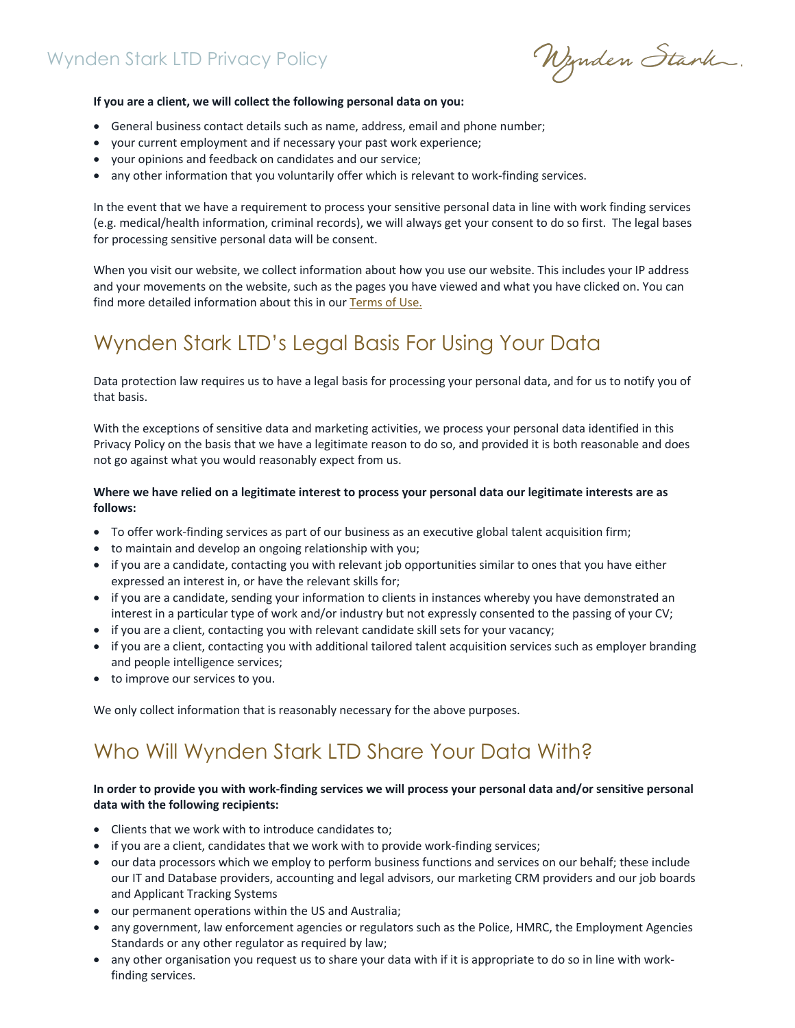**If you are a client, we will collect the following personal data on you:**

- General business contact details such as name, address, email and phone number;
- your current employment and if necessary your past work experience;
- your opinions and feedback on candidates and our service;
- any other information that you voluntarily offer which is relevant to work-finding services.

In the event that we have a requirement to process your sensitive personal data in line with work finding services (e.g. medical/health information, criminal records), we will always get your consent to do so first. The legal bases for processing sensitive personal data will be consent.

When you visit our website, we collect information about how you use our website. This includes your IP address and your movements on the website, such as the pages you have viewed and what you have clicked on. You can find more detailed information about this in our Terms of Use.

## Wynden Stark LTD's Legal Basis For Using Your Data

Data protection law requires us to have a legal basis for processing your personal data, and for us to notify you of that basis.

With the exceptions of sensitive data and marketing activities, we process your personal data identified in this Privacy Policy on the basis that we have a legitimate reason to do so, and provided it is both reasonable and does not go against what you would reasonably expect from us.

**Where we have relied on a legitimate interest to process your personal data our legitimate interests are as follows:**

- To offer work-finding services as part of our business as an executive global talent acquisition firm;
- to maintain and develop an ongoing relationship with you;
- if you are a candidate, contacting you with relevant job opportunities similar to ones that you have either expressed an interest in, or have the relevant skills for;
- if you are a candidate, sending your information to clients in instances whereby you have demonstrated an interest in a particular type of work and/or industry but not expressly consented to the passing of your CV;
- if you are a client, contacting you with relevant candidate skill sets for your vacancy;
- if you are a client, contacting you with additional tailored talent acquisition services such as employer branding and people intelligence services;
- to improve our services to you.

We only collect information that is reasonably necessary for the above purposes.

## Who Will Wynden Stark LTD Share Your Data With?

**In order to provide you with work-finding services we will process your personal data and/or sensitive personal data with the following recipients:**

- Clients that we work with to introduce candidates to;
- if you are a client, candidates that we work with to provide work-finding services;
- our data processors which we employ to perform business functions and services on our behalf; these include our IT and Database providers, accounting and legal advisors, our marketing CRM providers and our job boards and Applicant Tracking Systems
- our permanent operations within the US and Australia;
- any government, law enforcement agencies or regulators such as the Police, HMRC, the Employment Agencies Standards or any other regulator as required by law;
- any other organisation you request us to share your data with if it is appropriate to do so in line with work-finding services.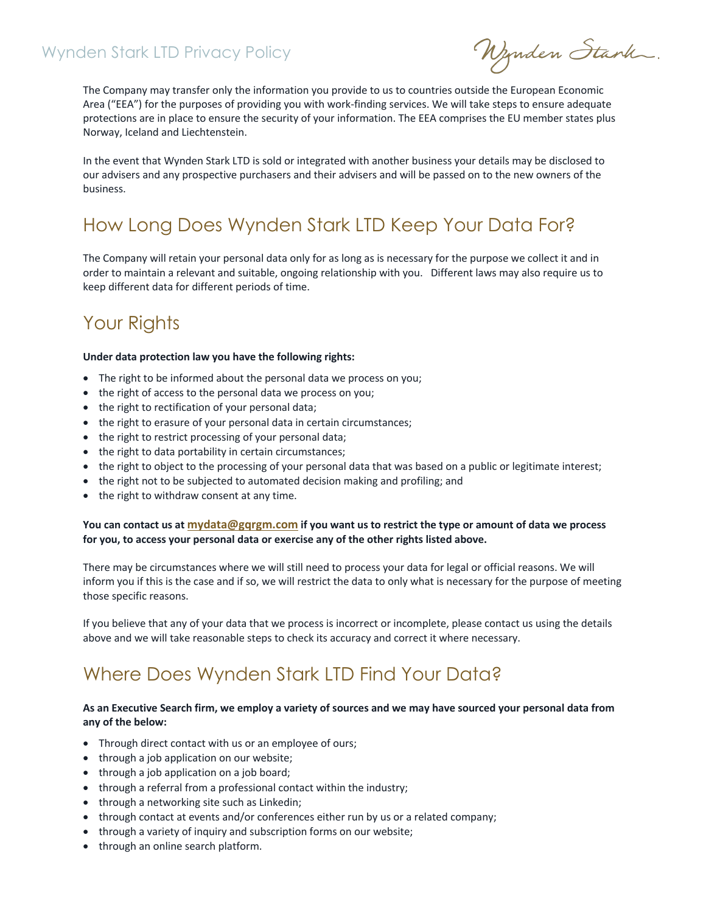The Company may transfer only the information you provide to us to countries outside the European Economic Area ("EEA") for the purposes of providing you with work-finding services. We will take steps to ensure adequate protections are in place to ensure the security of your information. The EEA comprises the EU member states plus Norway, Iceland and Liechtenstein.

In the event that Wynden Stark LTD is sold or integrated with another business your details may be disclosed to our advisers and any prospective purchasers and their advisers and will be passed on to the new owners of the business.

## How Long Does Wynden Stark LTD Keep Your Data For?

The Company will retain your personal data only for as long as is necessary for the purpose we collect it and in order to maintain a relevant and suitable, ongoing relationship with you. Different laws may also require us to keep different data for different periods of time.

## Your Rights

**Under data protection law you have the following rights:**

- The right to be informed about the personal data we process on you;
- the right of access to the personal data we process on you;
- the right to rectification of your personal data;
- the right to erasure of your personal data in certain circumstances;
- the right to restrict processing of your personal data;
- the right to data portability in certain circumstances;
- the right to object to the processing of your personal data that was based on a public or legitimate interest;
- the right not to be subjected to automated decision making and profiling; and
- the right to withdraw consent at any time.

**You can contact us at mydata@gqrgm.com if you want us to restrict the type or amount of data we process for you, to access your personal data or exercise any of the other rights listed above.**

There may be circumstances where we will still need to process your data for legal or official reasons. We will inform you if this is the case and if so, we will restrict the data to only what is necessary for the purpose of meeting those specific reasons.

If you believe that any of your data that we process is incorrect or incomplete, please contact us using the details above and we will take reasonable steps to check its accuracy and correct it where necessary.

## Where Does Wynden Stark LTD Find Your Data?

**As an Executive Search firm, we employ a variety of sources and we may have sourced your personal data from any of the below:**

- Through direct contact with us or an employee of ours;
- through a job application on our website;
- through a job application on a job board;
- through a referral from a professional contact within the industry;
- through a networking site such as Linkedin;
- through contact at events and/or conferences either run by us or a related company;
- through a variety of inquiry and subscription forms on our website;
- through an online search platform.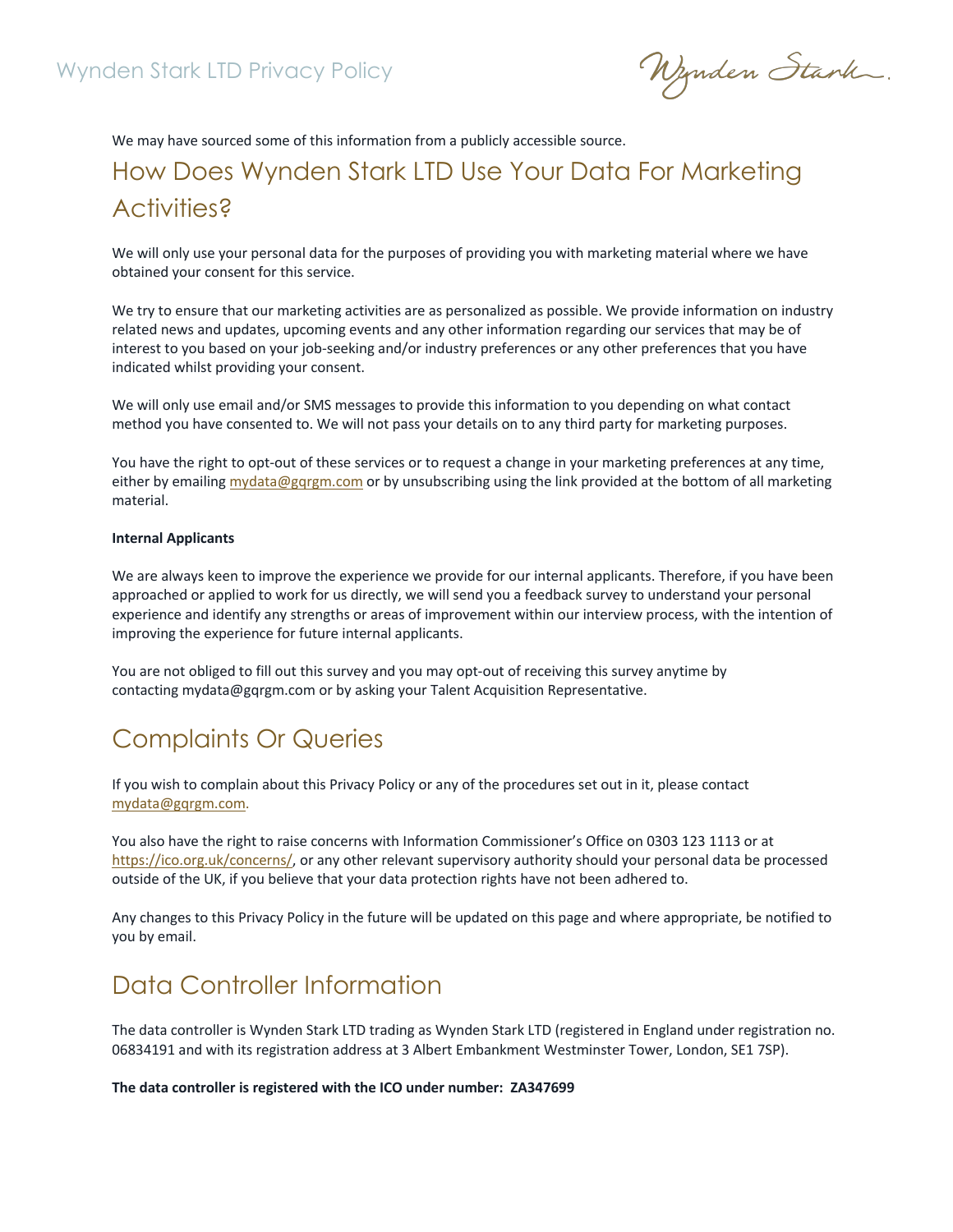We may have sourced some of this information from a publicly accessible source.

## How Does Wynden Stark LTD Use Your Data For Marketing Activities?

We will only use your personal data for the purposes of providing you with marketing material where we have obtained your consent for this service.

We try to ensure that our marketing activities are as personalized as possible. We provide information on industry related news and updates, upcoming events and any other information regarding our services that may be of interest to you based on your job-seeking and/or industry preferences or any other preferences that you have indicated whilst providing your consent.

We will only use email and/or SMS messages to provide this information to you depending on what contact method you have consented to. We will not pass your details on to any third party for marketing purposes.

You have the right to opt-out of these services or to request a change in your marketing preferences at any time, either by emailing mydata@gqrgm.com or by unsubscribing using the link provided at the bottom of all marketing material.

**Internal Applicants**

We are always keen to improve the experience we provide for our internal applicants. Therefore, if you have been approached or applied to work for us directly, we will send you a feedback survey to understand your personal experience and identify any strengths or areas of improvement within our interview process, with the intention of improving the experience for future internal applicants.

You are not obliged to fill out this survey and you may opt-out of receiving this survey anytime by contacting mydata@gqrgm.com or by asking your Talent Acquisition Representative.

## Complaints Or Queries

If you wish to complain about this Privacy Policy or any of the procedures set out in it, please contact mydata@gqrgm.com.

You also have the right to raise concerns with Information Commissioner's Office on 0303 123 1113 or at https://ico.org.uk/concerns/, or any other relevant supervisory authority should your personal data be processed outside of the UK, if you believe that your data protection rights have not been adhered to.

Any changes to this Privacy Policy in the future will be updated on this page and where appropriate, be notified to you by email.

## Data Controller Information

The data controller is Wynden Stark LTD trading as Wynden Stark LTD (registered in England under registration no. 06834191 and with its registration address at 3 Albert Embankment Westminster Tower, London, SE1 7SP).

**The data controller is registered with the ICO under number: ZA347699**